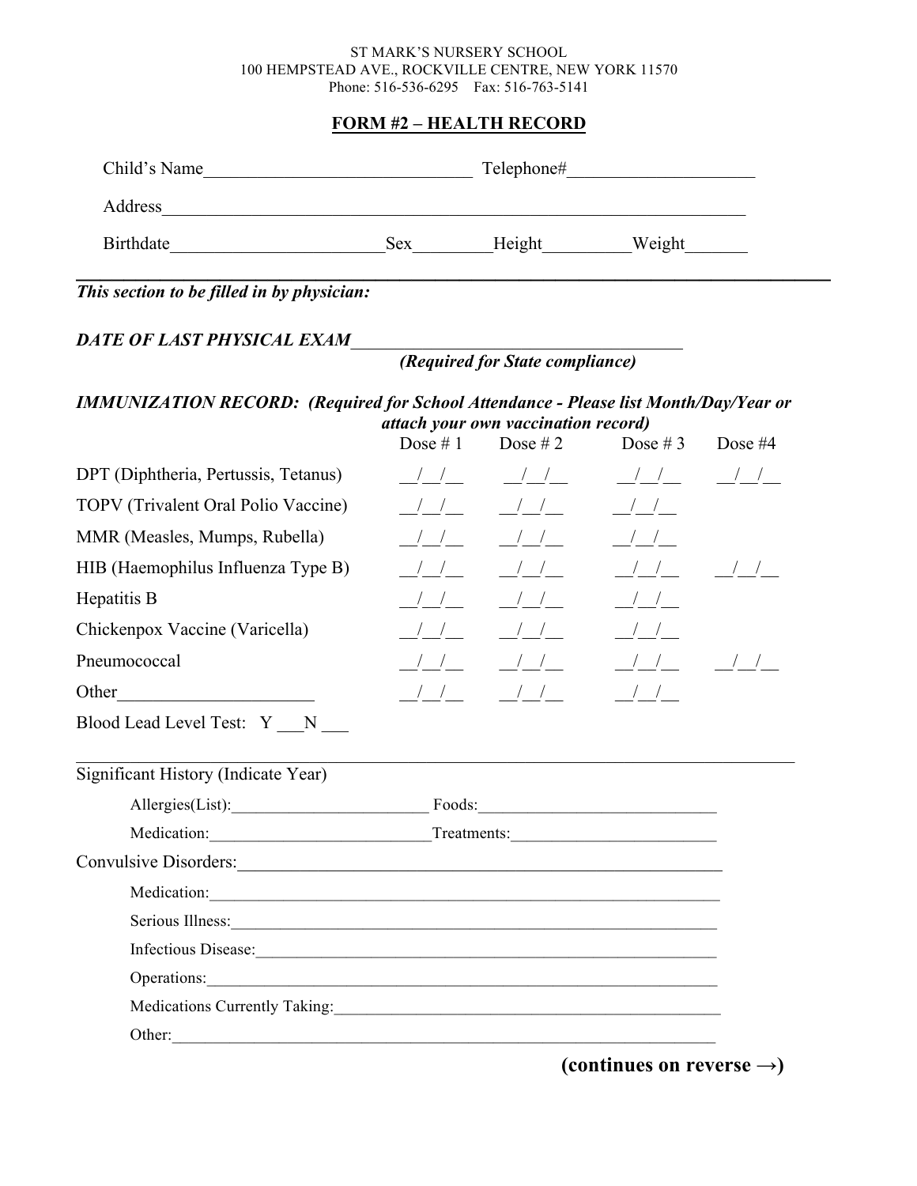ST MARK'S NURSERY SCHOOL
100 HEMPSTEAD AVE., ROCKVILLE CENTRE, NEW YORK 11570
Phone: 516-536-6295 Fax: 516-763-5141

## FORM #2 – HEALTH RECORD

Child's Name______________________________ Telephone#____________________

Address_________________________________________________________________

Birthdate______________________Sex________Height_________Weight_______

---

***This section to be filled in by physician:***

***DATE OF LAST PHYSICAL EXAM***___________________________________
***(Required for State compliance)***

***IMMUNIZATION RECORD: (Required for School Attendance - Please list Month/Day/Year or attach your own vaccination record)***

| | Dose # 1 | Dose # 2 | Dose # 3 | Dose #4 |
|---|---|---|---|---|
| DPT (Diphtheria, Pertussis, Tetanus) | __/__/__ | __/__/__ | __/__/__ | __/__/__ |
| TOPV (Trivalent Oral Polio Vaccine) | __/__/__ | __/__/__ | __/__/__ | |
| MMR (Measles, Mumps, Rubella) | __/__/__ | __/__/__ | __/__/__ | |
| HIB (Haemophilus Influenza Type B) | __/__/__ | __/__/__ | __/__/__ | __/__/__ |
| Hepatitis B | __/__/__ | __/__/__ | __/__/__ | |
| Chickenpox Vaccine (Varicella) | __/__/__ | __/__/__ | __/__/__ | |
| Pneumococcal | __/__/__ | __/__/__ | __/__/__ | __/__/__ |
| Other_____________________ | __/__/__ | __/__/__ | __/__/__ | |

Blood Lead Level Test: Y ___N ___

---

Significant History (Indicate Year)

Allergies(List):________________________ Foods:____________________________

Medication:__________________________Treatments:________________________

Convulsive Disorders:_________________________________________________________

Medication:______________________________________________________________

Serious Illness:___________________________________________________________

Infectious Disease:________________________________________________________

Operations:_______________________________________________________________

Medications Currently Taking:_______________________________________________

Other:___________________________________________________________________

**(continues on reverse →)**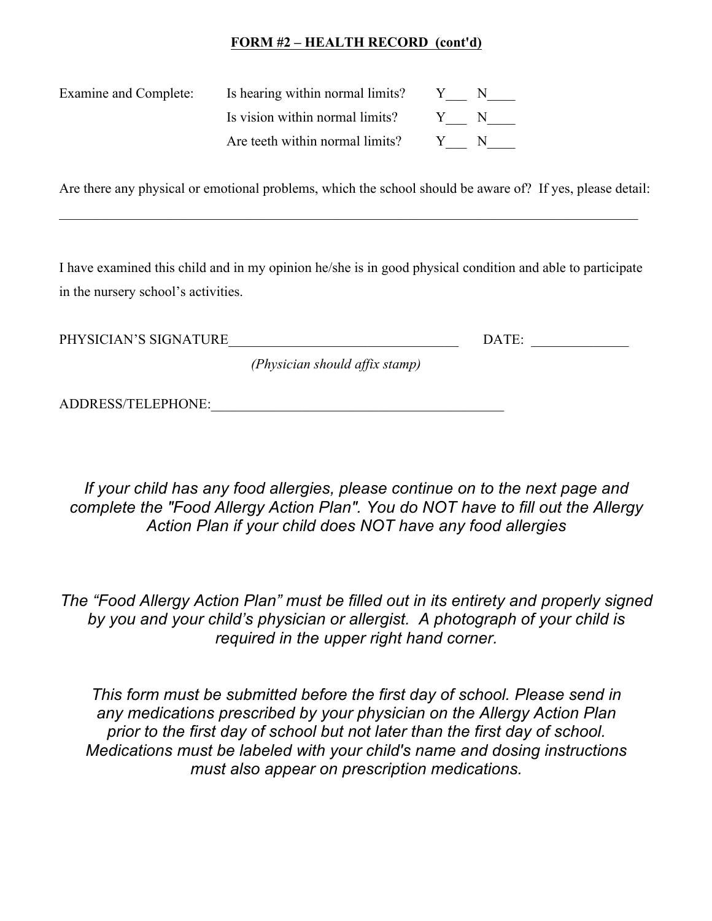**FORM #2 – HEALTH RECORD (cont'd)**

| | | |
|---|---|---|
| Examine and Complete: | Is hearing within normal limits? | Y___ N____ |
| | Is vision within normal limits? | Y___ N____ |
| | Are teeth within normal limits? | Y___ N____ |

Are there any physical or emotional problems, which the school should be aware of? If yes, please detail:

_______________________________________________________________________________________

I have examined this child and in my opinion he/she is in good physical condition and able to participate in the nursery school's activities.

PHYSICIAN'S SIGNATURE_________________________________ DATE: ______________

*(Physician should affix stamp)*

ADDRESS/TELEPHONE:___________________________________________

*If your child has any food allergies, please continue on to the next page and complete the "Food Allergy Action Plan". You do NOT have to fill out the Allergy Action Plan if your child does NOT have any food allergies*

*The "Food Allergy Action Plan" must be filled out in its entirety and properly signed by you and your child's physician or allergist. A photograph of your child is required in the upper right hand corner.*

*This form must be submitted before the first day of school. Please send in any medications prescribed by your physician on the Allergy Action Plan prior to the first day of school but not later than the first day of school. Medications must be labeled with your child's name and dosing instructions must also appear on prescription medications.*